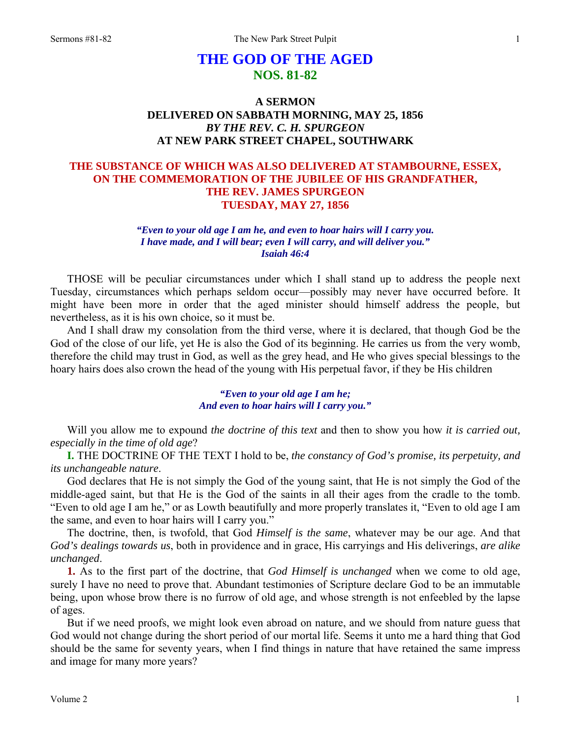# THE GOD OF THE AGED
## NOS. 81-82

### A SERMON
### DELIVERED ON SABBATH MORNING, MAY 25, 1856
### *BY THE REV. C. H. SPURGEON*
### AT NEW PARK STREET CHAPEL, SOUTHWARK

### THE SUBSTANCE OF WHICH WAS ALSO DELIVERED AT STAMBOURNE, ESSEX, ON THE COMMEMORATION OF THE JUBILEE OF HIS GRANDFATHER, THE REV. JAMES SPURGEON
### TUESDAY, MAY 27, 1856

***"Even to your old age I am he, and even to hoar hairs will I carry you. I have made, and I will bear; even I will carry, and will deliver you."***
***Isaiah 46:4***

THOSE will be peculiar circumstances under which I shall stand up to address the people next Tuesday, circumstances which perhaps seldom occur—possibly may never have occurred before. It might have been more in order that the aged minister should himself address the people, but nevertheless, as it is his own choice, so it must be.

And I shall draw my consolation from the third verse, where it is declared, that though God be the God of the close of our life, yet He is also the God of its beginning. He carries us from the very womb, therefore the child may trust in God, as well as the grey head, and He who gives special blessings to the hoary hairs does also crown the head of the young with His perpetual favor, if they be His children

***"Even to your old age I am he;***
***And even to hoar hairs will I carry you."***

Will you allow me to expound *the doctrine of this text* and then to show you how *it is carried out, especially in the time of old age*?

**I.** THE DOCTRINE OF THE TEXT I hold to be, *the constancy of God's promise, its perpetuity, and its unchangeable nature*.

God declares that He is not simply the God of the young saint, that He is not simply the God of the middle-aged saint, but that He is the God of the saints in all their ages from the cradle to the tomb. "Even to old age I am he," or as Lowth beautifully and more properly translates it, "Even to old age I am the same, and even to hoar hairs will I carry you."

The doctrine, then, is twofold, that God *Himself is the same*, whatever may be our age. And that *God's dealings towards us*, both in providence and in grace, His carryings and His deliverings, *are alike unchanged*.

**1.** As to the first part of the doctrine, that *God Himself is unchanged* when we come to old age, surely I have no need to prove that. Abundant testimonies of Scripture declare God to be an immutable being, upon whose brow there is no furrow of old age, and whose strength is not enfeebled by the lapse of ages.

But if we need proofs, we might look even abroad on nature, and we should from nature guess that God would not change during the short period of our mortal life. Seems it unto me a hard thing that God should be the same for seventy years, when I find things in nature that have retained the same impress and image for many more years?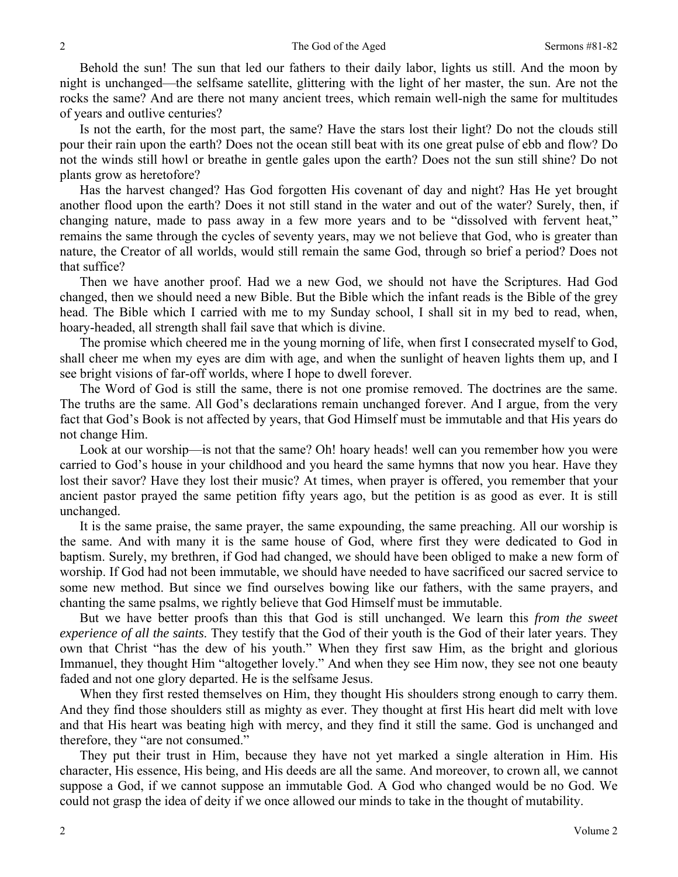Behold the sun! The sun that led our fathers to their daily labor, lights us still. And the moon by night is unchanged—the selfsame satellite, glittering with the light of her master, the sun. Are not the rocks the same? And are there not many ancient trees, which remain well-nigh the same for multitudes of years and outlive centuries?

Is not the earth, for the most part, the same? Have the stars lost their light? Do not the clouds still pour their rain upon the earth? Does not the ocean still beat with its one great pulse of ebb and flow? Do not the winds still howl or breathe in gentle gales upon the earth? Does not the sun still shine? Do not plants grow as heretofore?

Has the harvest changed? Has God forgotten His covenant of day and night? Has He yet brought another flood upon the earth? Does it not still stand in the water and out of the water? Surely, then, if changing nature, made to pass away in a few more years and to be "dissolved with fervent heat," remains the same through the cycles of seventy years, may we not believe that God, who is greater than nature, the Creator of all worlds, would still remain the same God, through so brief a period? Does not that suffice?

Then we have another proof. Had we a new God, we should not have the Scriptures. Had God changed, then we should need a new Bible. But the Bible which the infant reads is the Bible of the grey head. The Bible which I carried with me to my Sunday school, I shall sit in my bed to read, when, hoary-headed, all strength shall fail save that which is divine.

The promise which cheered me in the young morning of life, when first I consecrated myself to God, shall cheer me when my eyes are dim with age, and when the sunlight of heaven lights them up, and I see bright visions of far-off worlds, where I hope to dwell forever.

The Word of God is still the same, there is not one promise removed. The doctrines are the same. The truths are the same. All God's declarations remain unchanged forever. And I argue, from the very fact that God's Book is not affected by years, that God Himself must be immutable and that His years do not change Him.

Look at our worship—is not that the same? Oh! hoary heads! well can you remember how you were carried to God's house in your childhood and you heard the same hymns that now you hear. Have they lost their savor? Have they lost their music? At times, when prayer is offered, you remember that your ancient pastor prayed the same petition fifty years ago, but the petition is as good as ever. It is still unchanged.

It is the same praise, the same prayer, the same expounding, the same preaching. All our worship is the same. And with many it is the same house of God, where first they were dedicated to God in baptism. Surely, my brethren, if God had changed, we should have been obliged to make a new form of worship. If God had not been immutable, we should have needed to have sacrificed our sacred service to some new method. But since we find ourselves bowing like our fathers, with the same prayers, and chanting the same psalms, we rightly believe that God Himself must be immutable.

But we have better proofs than this that God is still unchanged. We learn this *from the sweet experience of all the saints.* They testify that the God of their youth is the God of their later years. They own that Christ "has the dew of his youth." When they first saw Him, as the bright and glorious Immanuel, they thought Him "altogether lovely." And when they see Him now, they see not one beauty faded and not one glory departed. He is the selfsame Jesus.

When they first rested themselves on Him, they thought His shoulders strong enough to carry them. And they find those shoulders still as mighty as ever. They thought at first His heart did melt with love and that His heart was beating high with mercy, and they find it still the same. God is unchanged and therefore, they "are not consumed."

They put their trust in Him, because they have not yet marked a single alteration in Him. His character, His essence, His being, and His deeds are all the same. And moreover, to crown all, we cannot suppose a God, if we cannot suppose an immutable God. A God who changed would be no God. We could not grasp the idea of deity if we once allowed our minds to take in the thought of mutability.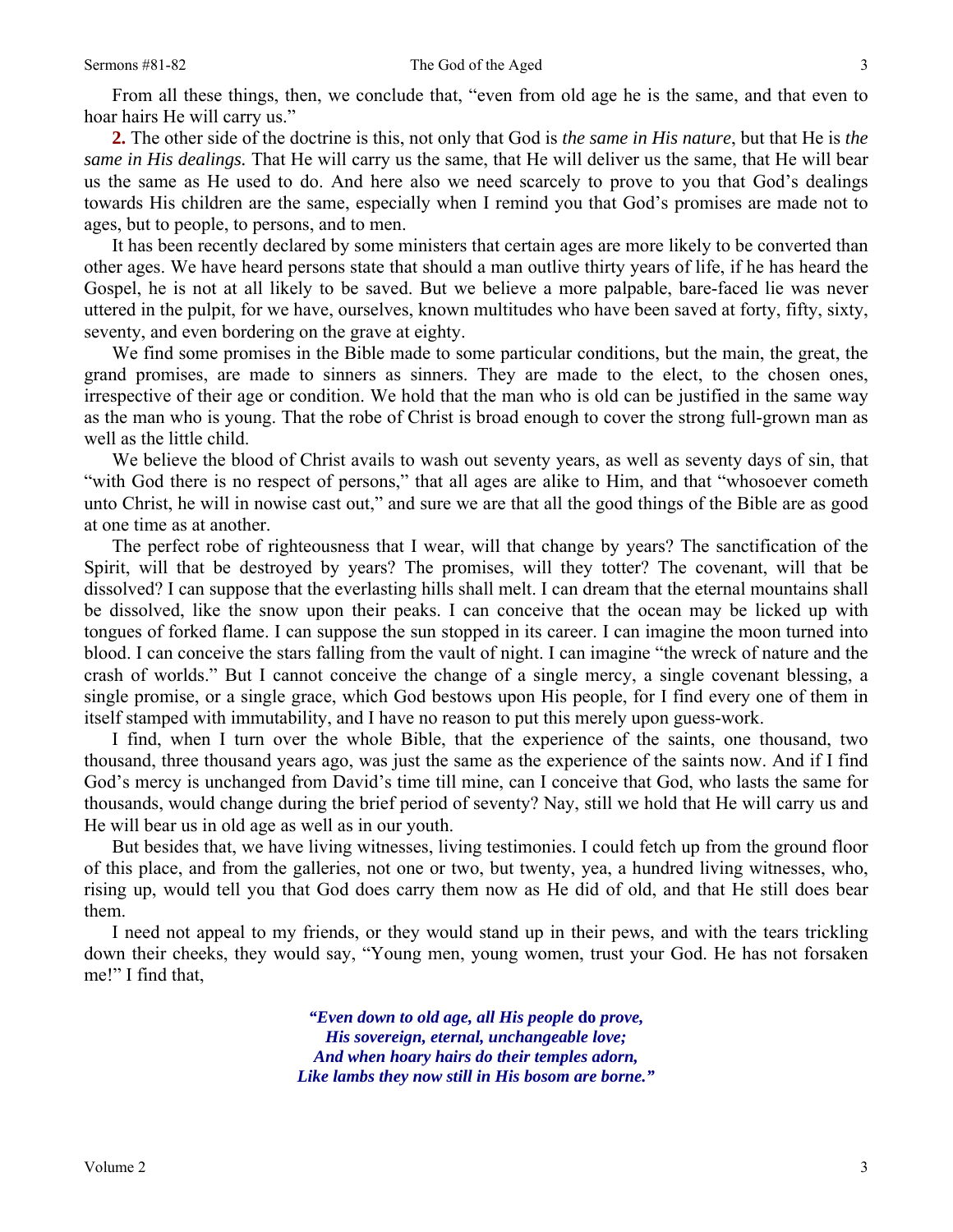From all these things, then, we conclude that, "even from old age he is the same, and that even to hoar hairs He will carry us."

**2.** The other side of the doctrine is this, not only that God is *the same in His nature*, but that He is *the same in His dealings.* That He will carry us the same, that He will deliver us the same, that He will bear us the same as He used to do. And here also we need scarcely to prove to you that God's dealings towards His children are the same, especially when I remind you that God's promises are made not to ages, but to people, to persons, and to men.

It has been recently declared by some ministers that certain ages are more likely to be converted than other ages. We have heard persons state that should a man outlive thirty years of life, if he has heard the Gospel, he is not at all likely to be saved. But we believe a more palpable, bare-faced lie was never uttered in the pulpit, for we have, ourselves, known multitudes who have been saved at forty, fifty, sixty, seventy, and even bordering on the grave at eighty.

We find some promises in the Bible made to some particular conditions, but the main, the great, the grand promises, are made to sinners as sinners. They are made to the elect, to the chosen ones, irrespective of their age or condition. We hold that the man who is old can be justified in the same way as the man who is young. That the robe of Christ is broad enough to cover the strong full-grown man as well as the little child.

We believe the blood of Christ avails to wash out seventy years, as well as seventy days of sin, that "with God there is no respect of persons," that all ages are alike to Him, and that "whosoever cometh unto Christ, he will in nowise cast out," and sure we are that all the good things of the Bible are as good at one time as at another.

The perfect robe of righteousness that I wear, will that change by years? The sanctification of the Spirit, will that be destroyed by years? The promises, will they totter? The covenant, will that be dissolved? I can suppose that the everlasting hills shall melt. I can dream that the eternal mountains shall be dissolved, like the snow upon their peaks. I can conceive that the ocean may be licked up with tongues of forked flame. I can suppose the sun stopped in its career. I can imagine the moon turned into blood. I can conceive the stars falling from the vault of night. I can imagine "the wreck of nature and the crash of worlds." But I cannot conceive the change of a single mercy, a single covenant blessing, a single promise, or a single grace, which God bestows upon His people, for I find every one of them in itself stamped with immutability, and I have no reason to put this merely upon guess-work.

I find, when I turn over the whole Bible, that the experience of the saints, one thousand, two thousand, three thousand years ago, was just the same as the experience of the saints now. And if I find God's mercy is unchanged from David's time till mine, can I conceive that God, who lasts the same for thousands, would change during the brief period of seventy? Nay, still we hold that He will carry us and He will bear us in old age as well as in our youth.

But besides that, we have living witnesses, living testimonies. I could fetch up from the ground floor of this place, and from the galleries, not one or two, but twenty, yea, a hundred living witnesses, who, rising up, would tell you that God does carry them now as He did of old, and that He still does bear them.

I need not appeal to my friends, or they would stand up in their pews, and with the tears trickling down their cheeks, they would say, "Young men, young women, trust your God. He has not forsaken me!" I find that,

> ***"Even down to old age, all His people* do *prove,***
> ***His sovereign, eternal, unchangeable love;***
> ***And when hoary hairs do their temples adorn,***
> ***Like lambs they now still in His bosom are borne."***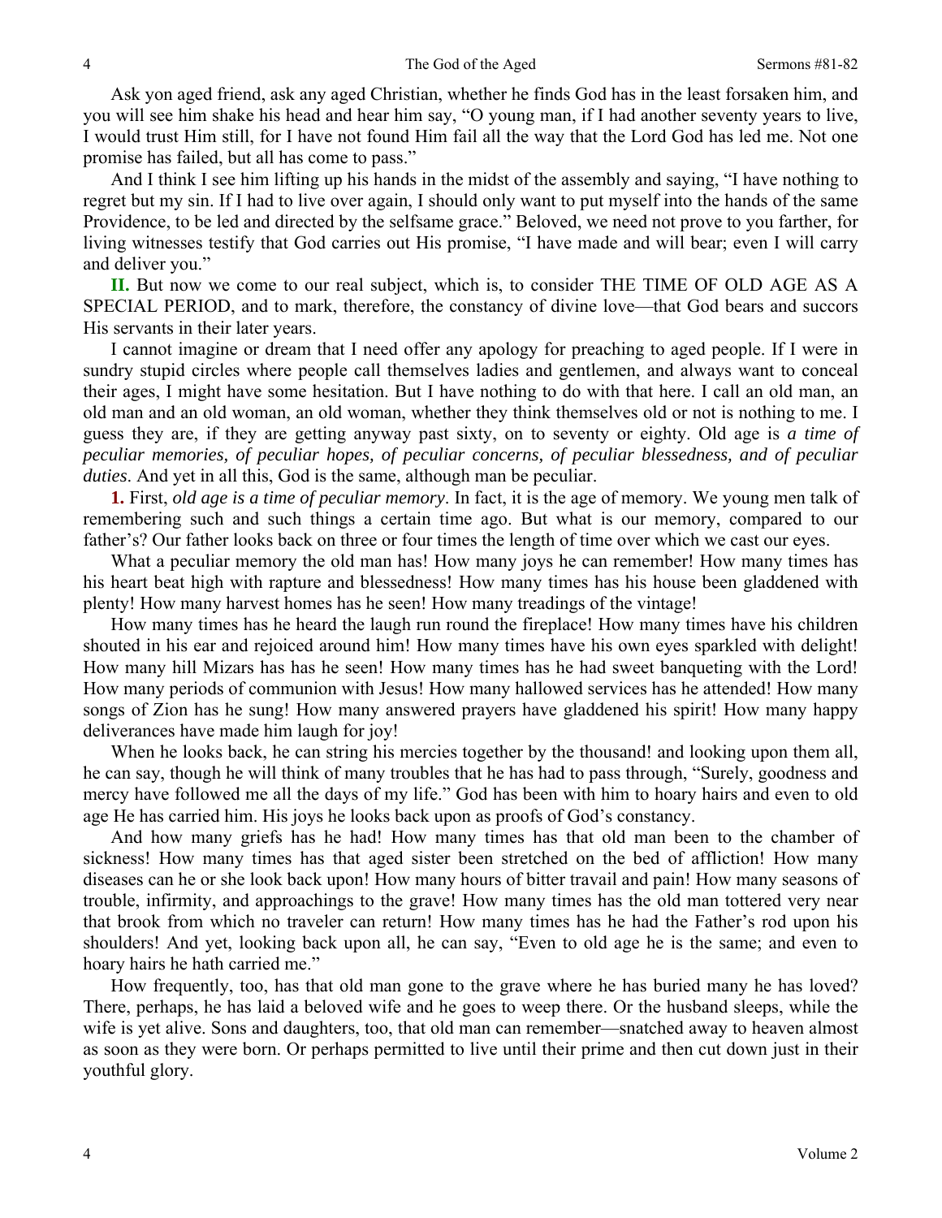Ask yon aged friend, ask any aged Christian, whether he finds God has in the least forsaken him, and you will see him shake his head and hear him say, "O young man, if I had another seventy years to live, I would trust Him still, for I have not found Him fail all the way that the Lord God has led me. Not one promise has failed, but all has come to pass."

And I think I see him lifting up his hands in the midst of the assembly and saying, "I have nothing to regret but my sin. If I had to live over again, I should only want to put myself into the hands of the same Providence, to be led and directed by the selfsame grace." Beloved, we need not prove to you farther, for living witnesses testify that God carries out His promise, "I have made and will bear; even I will carry and deliver you."

**II.** But now we come to our real subject, which is, to consider THE TIME OF OLD AGE AS A SPECIAL PERIOD, and to mark, therefore, the constancy of divine love—that God bears and succors His servants in their later years.

I cannot imagine or dream that I need offer any apology for preaching to aged people. If I were in sundry stupid circles where people call themselves ladies and gentlemen, and always want to conceal their ages, I might have some hesitation. But I have nothing to do with that here. I call an old man, an old man and an old woman, an old woman, whether they think themselves old or not is nothing to me. I guess they are, if they are getting anyway past sixty, on to seventy or eighty. Old age is *a time of peculiar memories, of peculiar hopes, of peculiar concerns, of peculiar blessedness, and of peculiar duties*. And yet in all this, God is the same, although man be peculiar.

**1.** First, *old age is a time of peculiar memory*. In fact, it is the age of memory. We young men talk of remembering such and such things a certain time ago. But what is our memory, compared to our father's? Our father looks back on three or four times the length of time over which we cast our eyes.

What a peculiar memory the old man has! How many joys he can remember! How many times has his heart beat high with rapture and blessedness! How many times has his house been gladdened with plenty! How many harvest homes has he seen! How many treadings of the vintage!

How many times has he heard the laugh run round the fireplace! How many times have his children shouted in his ear and rejoiced around him! How many times have his own eyes sparkled with delight! How many hill Mizars has has he seen! How many times has he had sweet banqueting with the Lord! How many periods of communion with Jesus! How many hallowed services has he attended! How many songs of Zion has he sung! How many answered prayers have gladdened his spirit! How many happy deliverances have made him laugh for joy!

When he looks back, he can string his mercies together by the thousand! and looking upon them all, he can say, though he will think of many troubles that he has had to pass through, "Surely, goodness and mercy have followed me all the days of my life." God has been with him to hoary hairs and even to old age He has carried him. His joys he looks back upon as proofs of God's constancy.

And how many griefs has he had! How many times has that old man been to the chamber of sickness! How many times has that aged sister been stretched on the bed of affliction! How many diseases can he or she look back upon! How many hours of bitter travail and pain! How many seasons of trouble, infirmity, and approachings to the grave! How many times has the old man tottered very near that brook from which no traveler can return! How many times has he had the Father's rod upon his shoulders! And yet, looking back upon all, he can say, "Even to old age he is the same; and even to hoary hairs he hath carried me."

How frequently, too, has that old man gone to the grave where he has buried many he has loved? There, perhaps, he has laid a beloved wife and he goes to weep there. Or the husband sleeps, while the wife is yet alive. Sons and daughters, too, that old man can remember—snatched away to heaven almost as soon as they were born. Or perhaps permitted to live until their prime and then cut down just in their youthful glory.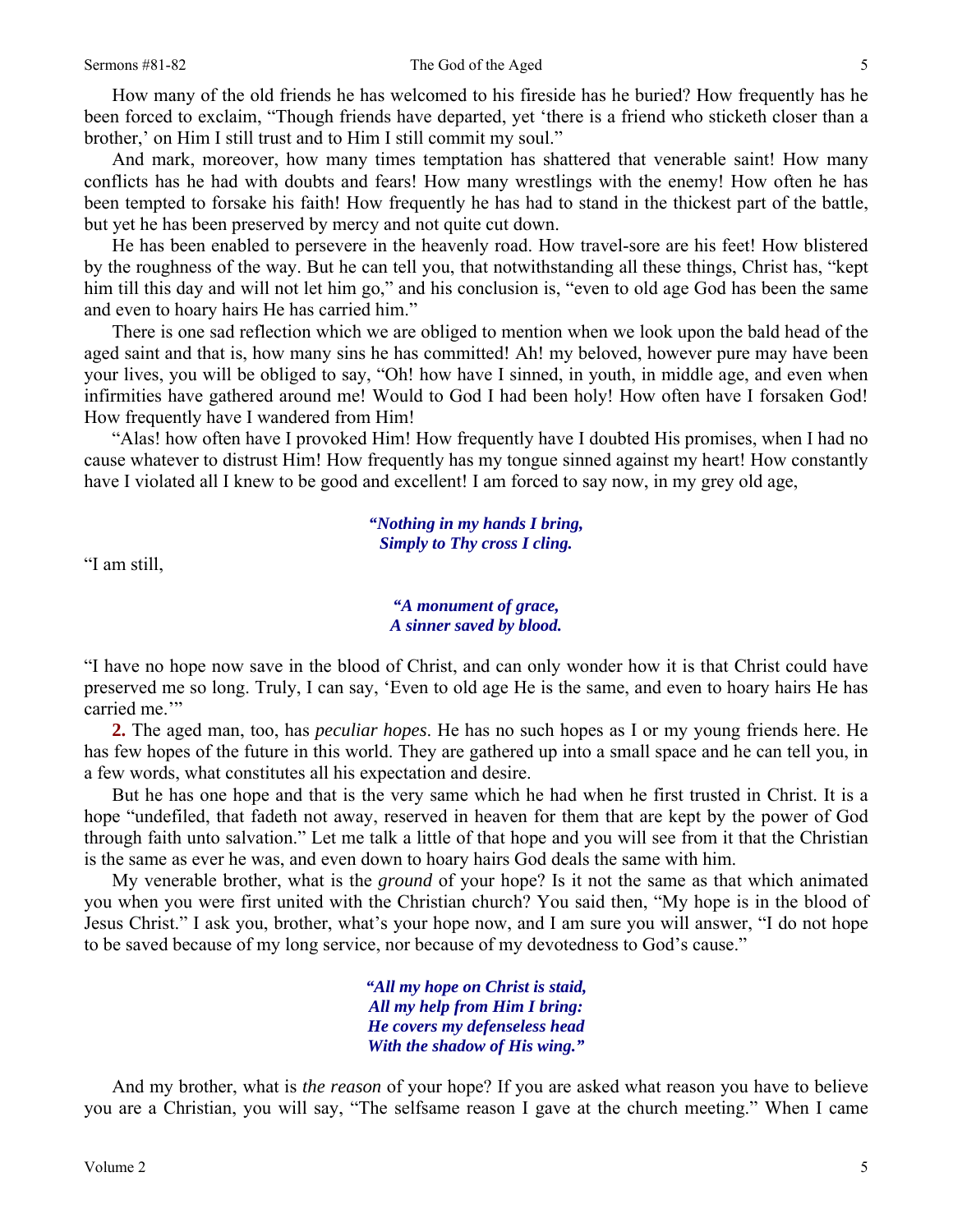How many of the old friends he has welcomed to his fireside has he buried? How frequently has he been forced to exclaim, "Though friends have departed, yet 'there is a friend who sticketh closer than a brother,' on Him I still trust and to Him I still commit my soul."

And mark, moreover, how many times temptation has shattered that venerable saint! How many conflicts has he had with doubts and fears! How many wrestlings with the enemy! How often he has been tempted to forsake his faith! How frequently he has had to stand in the thickest part of the battle, but yet he has been preserved by mercy and not quite cut down.

He has been enabled to persevere in the heavenly road. How travel-sore are his feet! How blistered by the roughness of the way. But he can tell you, that notwithstanding all these things, Christ has, "kept him till this day and will not let him go," and his conclusion is, "even to old age God has been the same and even to hoary hairs He has carried him."

There is one sad reflection which we are obliged to mention when we look upon the bald head of the aged saint and that is, how many sins he has committed! Ah! my beloved, however pure may have been your lives, you will be obliged to say, "Oh! how have I sinned, in youth, in middle age, and even when infirmities have gathered around me! Would to God I had been holy! How often have I forsaken God! How frequently have I wandered from Him!

"Alas! how often have I provoked Him! How frequently have I doubted His promises, when I had no cause whatever to distrust Him! How frequently has my tongue sinned against my heart! How constantly have I violated all I knew to be good and excellent! I am forced to say now, in my grey old age,

> ***"Nothing in my hands I bring,***
> ***Simply to Thy cross I cling.***

"I am still,

> ***"A monument of grace,***
> ***A sinner saved by blood.***

"I have no hope now save in the blood of Christ, and can only wonder how it is that Christ could have preserved me so long. Truly, I can say, 'Even to old age He is the same, and even to hoary hairs He has carried me.'"

**2.** The aged man, too, has *peculiar hopes*. He has no such hopes as I or my young friends here. He has few hopes of the future in this world. They are gathered up into a small space and he can tell you, in a few words, what constitutes all his expectation and desire.

But he has one hope and that is the very same which he had when he first trusted in Christ. It is a hope "undefiled, that fadeth not away, reserved in heaven for them that are kept by the power of God through faith unto salvation." Let me talk a little of that hope and you will see from it that the Christian is the same as ever he was, and even down to hoary hairs God deals the same with him.

My venerable brother, what is the *ground* of your hope? Is it not the same as that which animated you when you were first united with the Christian church? You said then, "My hope is in the blood of Jesus Christ." I ask you, brother, what's your hope now, and I am sure you will answer, "I do not hope to be saved because of my long service, nor because of my devotedness to God's cause."

> ***"All my hope on Christ is staid,***
> ***All my help from Him I bring:***
> ***He covers my defenseless head***
> ***With the shadow of His wing."***

And my brother, what is *the reason* of your hope? If you are asked what reason you have to believe you are a Christian, you will say, "The selfsame reason I gave at the church meeting." When I came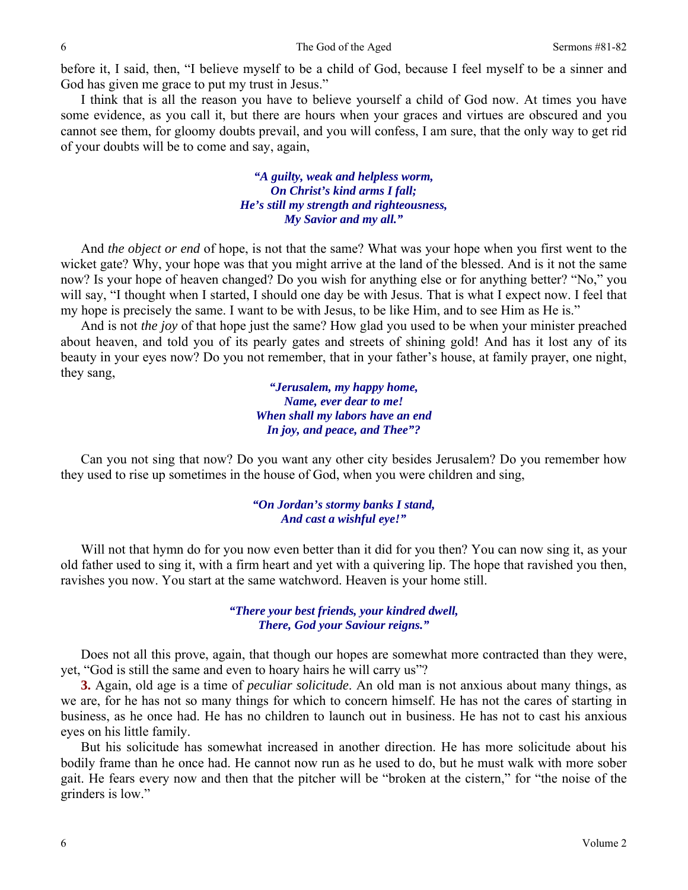before it, I said, then, "I believe myself to be a child of God, because I feel myself to be a sinner and God has given me grace to put my trust in Jesus."

I think that is all the reason you have to believe yourself a child of God now. At times you have some evidence, as you call it, but there are hours when your graces and virtues are obscured and you cannot see them, for gloomy doubts prevail, and you will confess, I am sure, that the only way to get rid of your doubts will be to come and say, again,

> ***"A guilty, weak and helpless worm,***
> ***On Christ's kind arms I fall;***
> ***He's still my strength and righteousness,***
> ***My Savior and my all."***

And *the object or end* of hope, is not that the same? What was your hope when you first went to the wicket gate? Why, your hope was that you might arrive at the land of the blessed. And is it not the same now? Is your hope of heaven changed? Do you wish for anything else or for anything better? "No," you will say, "I thought when I started, I should one day be with Jesus. That is what I expect now. I feel that my hope is precisely the same. I want to be with Jesus, to be like Him, and to see Him as He is."

And is not *the joy* of that hope just the same? How glad you used to be when your minister preached about heaven, and told you of its pearly gates and streets of shining gold! And has it lost any of its beauty in your eyes now? Do you not remember, that in your father's house, at family prayer, one night, they sang,

> ***"Jerusalem, my happy home,***
> ***Name, ever dear to me!***
> ***When shall my labors have an end***
> ***In joy, and peace, and Thee"?***

Can you not sing that now? Do you want any other city besides Jerusalem? Do you remember how they used to rise up sometimes in the house of God, when you were children and sing,

> ***"On Jordan's stormy banks I stand,***
> ***And cast a wishful eye!"***

Will not that hymn do for you now even better than it did for you then? You can now sing it, as your old father used to sing it, with a firm heart and yet with a quivering lip. The hope that ravished you then, ravishes you now. You start at the same watchword. Heaven is your home still.

> ***"There your best friends, your kindred dwell,***
> ***There, God your Saviour reigns."***

Does not all this prove, again, that though our hopes are somewhat more contracted than they were, yet, "God is still the same and even to hoary hairs he will carry us"?

**3.** Again, old age is a time of *peculiar solicitude*. An old man is not anxious about many things, as we are, for he has not so many things for which to concern himself. He has not the cares of starting in business, as he once had. He has no children to launch out in business. He has not to cast his anxious eyes on his little family.

But his solicitude has somewhat increased in another direction. He has more solicitude about his bodily frame than he once had. He cannot now run as he used to do, but he must walk with more sober gait. He fears every now and then that the pitcher will be "broken at the cistern," for "the noise of the grinders is low."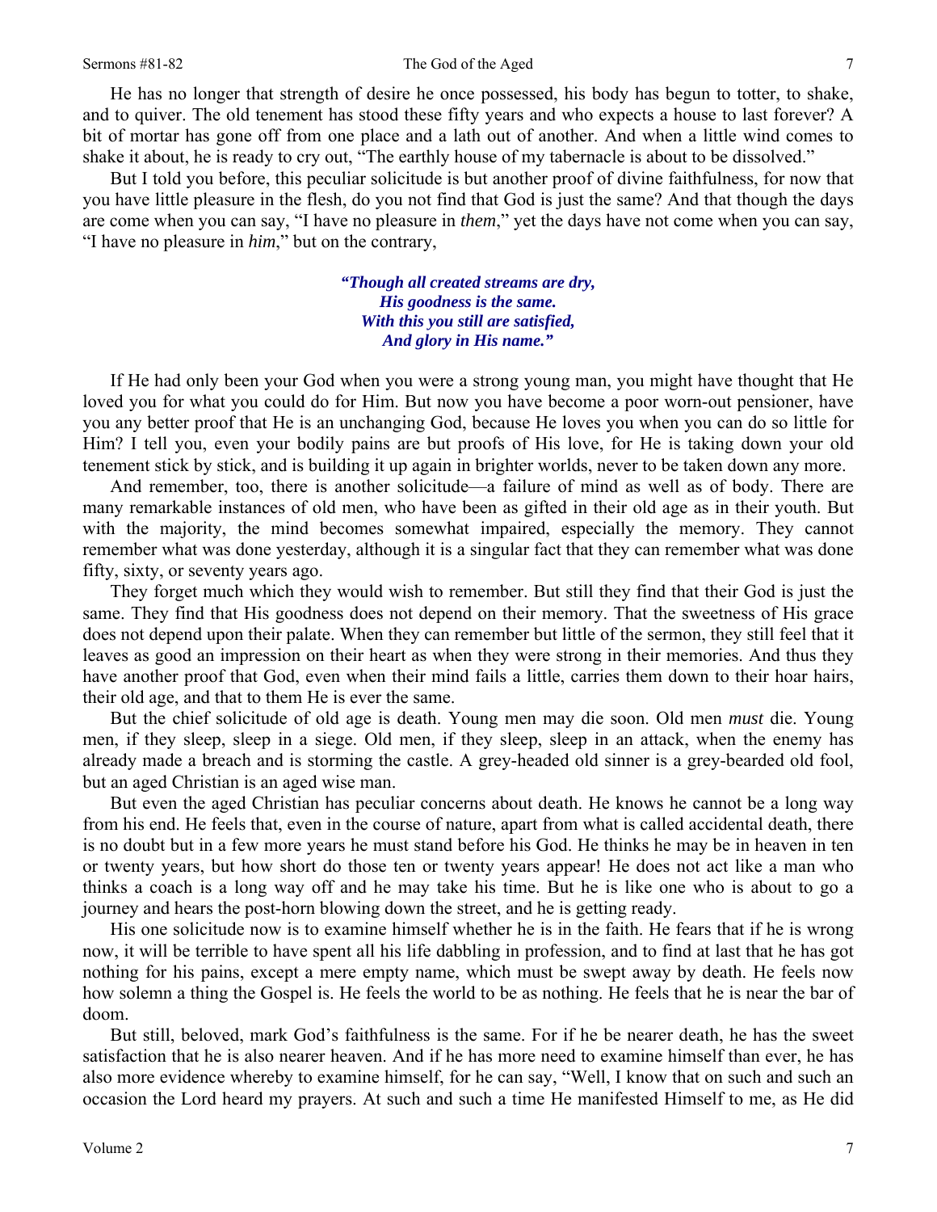He has no longer that strength of desire he once possessed, his body has begun to totter, to shake, and to quiver. The old tenement has stood these fifty years and who expects a house to last forever? A bit of mortar has gone off from one place and a lath out of another. And when a little wind comes to shake it about, he is ready to cry out, "The earthly house of my tabernacle is about to be dissolved."

But I told you before, this peculiar solicitude is but another proof of divine faithfulness, for now that you have little pleasure in the flesh, do you not find that God is just the same? And that though the days are come when you can say, "I have no pleasure in *them*," yet the days have not come when you can say, "I have no pleasure in *him*," but on the contrary,

> ***"Though all created streams are dry,***
> ***His goodness is the same.***
> ***With this you still are satisfied,***
> ***And glory in His name."***

If He had only been your God when you were a strong young man, you might have thought that He loved you for what you could do for Him. But now you have become a poor worn-out pensioner, have you any better proof that He is an unchanging God, because He loves you when you can do so little for Him? I tell you, even your bodily pains are but proofs of His love, for He is taking down your old tenement stick by stick, and is building it up again in brighter worlds, never to be taken down any more.

And remember, too, there is another solicitude—a failure of mind as well as of body. There are many remarkable instances of old men, who have been as gifted in their old age as in their youth. But with the majority, the mind becomes somewhat impaired, especially the memory. They cannot remember what was done yesterday, although it is a singular fact that they can remember what was done fifty, sixty, or seventy years ago.

They forget much which they would wish to remember. But still they find that their God is just the same. They find that His goodness does not depend on their memory. That the sweetness of His grace does not depend upon their palate. When they can remember but little of the sermon, they still feel that it leaves as good an impression on their heart as when they were strong in their memories. And thus they have another proof that God, even when their mind fails a little, carries them down to their hoar hairs, their old age, and that to them He is ever the same.

But the chief solicitude of old age is death. Young men may die soon. Old men *must* die. Young men, if they sleep, sleep in a siege. Old men, if they sleep, sleep in an attack, when the enemy has already made a breach and is storming the castle. A grey-headed old sinner is a grey-bearded old fool, but an aged Christian is an aged wise man.

But even the aged Christian has peculiar concerns about death. He knows he cannot be a long way from his end. He feels that, even in the course of nature, apart from what is called accidental death, there is no doubt but in a few more years he must stand before his God. He thinks he may be in heaven in ten or twenty years, but how short do those ten or twenty years appear! He does not act like a man who thinks a coach is a long way off and he may take his time. But he is like one who is about to go a journey and hears the post-horn blowing down the street, and he is getting ready.

His one solicitude now is to examine himself whether he is in the faith. He fears that if he is wrong now, it will be terrible to have spent all his life dabbling in profession, and to find at last that he has got nothing for his pains, except a mere empty name, which must be swept away by death. He feels now how solemn a thing the Gospel is. He feels the world to be as nothing. He feels that he is near the bar of doom.

But still, beloved, mark God's faithfulness is the same. For if he be nearer death, he has the sweet satisfaction that he is also nearer heaven. And if he has more need to examine himself than ever, he has also more evidence whereby to examine himself, for he can say, "Well, I know that on such and such an occasion the Lord heard my prayers. At such and such a time He manifested Himself to me, as He did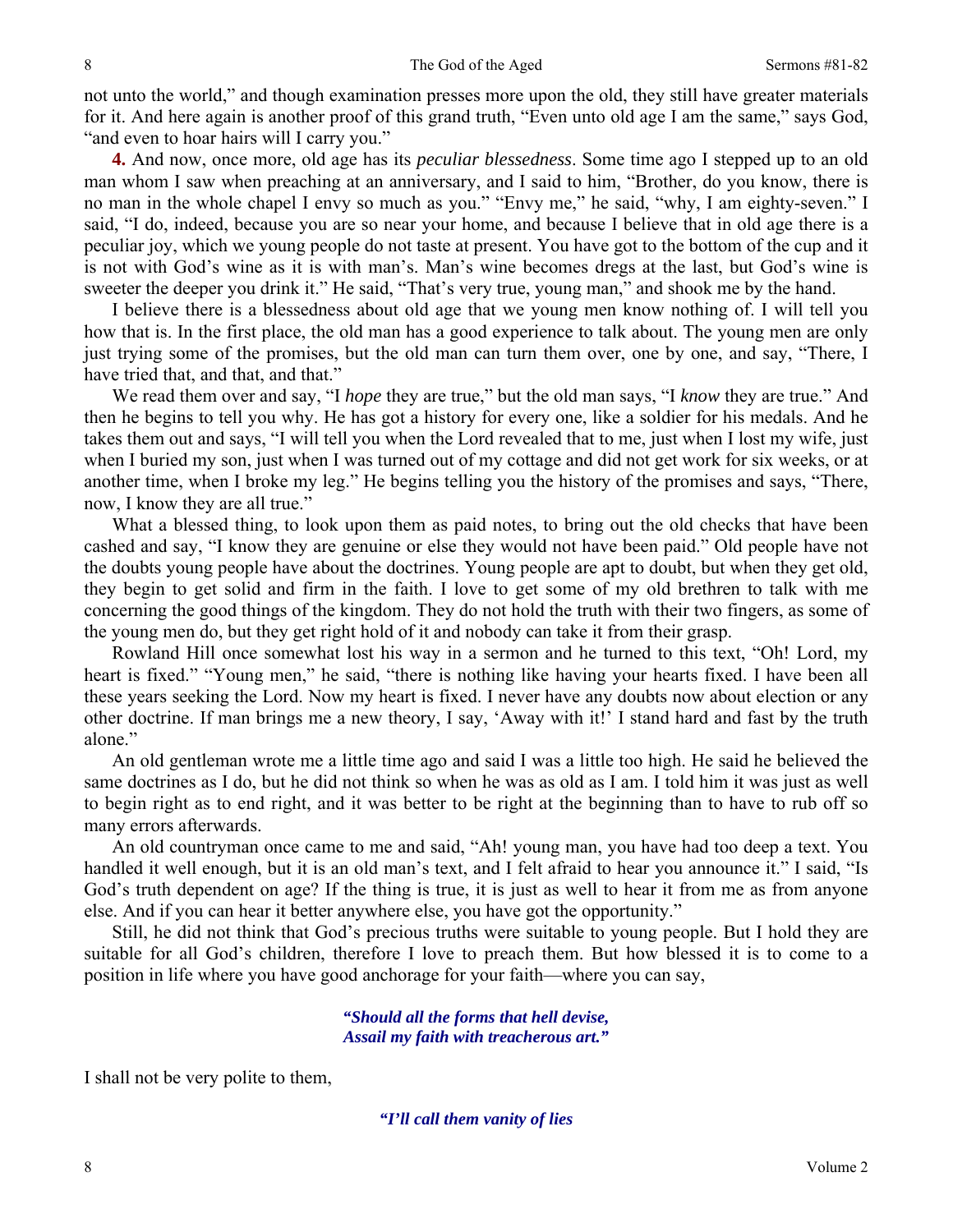not unto the world," and though examination presses more upon the old, they still have greater materials for it. And here again is another proof of this grand truth, "Even unto old age I am the same," says God, "and even to hoar hairs will I carry you."

**4.** And now, once more, old age has its *peculiar blessedness*. Some time ago I stepped up to an old man whom I saw when preaching at an anniversary, and I said to him, "Brother, do you know, there is no man in the whole chapel I envy so much as you." "Envy me," he said, "why, I am eighty-seven." I said, "I do, indeed, because you are so near your home, and because I believe that in old age there is a peculiar joy, which we young people do not taste at present. You have got to the bottom of the cup and it is not with God's wine as it is with man's. Man's wine becomes dregs at the last, but God's wine is sweeter the deeper you drink it." He said, "That's very true, young man," and shook me by the hand.

I believe there is a blessedness about old age that we young men know nothing of. I will tell you how that is. In the first place, the old man has a good experience to talk about. The young men are only just trying some of the promises, but the old man can turn them over, one by one, and say, "There, I have tried that, and that, and that."

We read them over and say, "I *hope* they are true," but the old man says, "I *know* they are true." And then he begins to tell you why. He has got a history for every one, like a soldier for his medals. And he takes them out and says, "I will tell you when the Lord revealed that to me, just when I lost my wife, just when I buried my son, just when I was turned out of my cottage and did not get work for six weeks, or at another time, when I broke my leg." He begins telling you the history of the promises and says, "There, now, I know they are all true."

What a blessed thing, to look upon them as paid notes, to bring out the old checks that have been cashed and say, "I know they are genuine or else they would not have been paid." Old people have not the doubts young people have about the doctrines. Young people are apt to doubt, but when they get old, they begin to get solid and firm in the faith. I love to get some of my old brethren to talk with me concerning the good things of the kingdom. They do not hold the truth with their two fingers, as some of the young men do, but they get right hold of it and nobody can take it from their grasp.

Rowland Hill once somewhat lost his way in a sermon and he turned to this text, "Oh! Lord, my heart is fixed." "Young men," he said, "there is nothing like having your hearts fixed. I have been all these years seeking the Lord. Now my heart is fixed. I never have any doubts now about election or any other doctrine. If man brings me a new theory, I say, 'Away with it!' I stand hard and fast by the truth alone."

An old gentleman wrote me a little time ago and said I was a little too high. He said he believed the same doctrines as I do, but he did not think so when he was as old as I am. I told him it was just as well to begin right as to end right, and it was better to be right at the beginning than to have to rub off so many errors afterwards.

An old countryman once came to me and said, "Ah! young man, you have had too deep a text. You handled it well enough, but it is an old man's text, and I felt afraid to hear you announce it." I said, "Is God's truth dependent on age? If the thing is true, it is just as well to hear it from me as from anyone else. And if you can hear it better anywhere else, you have got the opportunity."

Still, he did not think that God's precious truths were suitable to young people. But I hold they are suitable for all God's children, therefore I love to preach them. But how blessed it is to come to a position in life where you have good anchorage for your faith—where you can say,

> ***"Should all the forms that hell devise,***
> ***Assail my faith with treacherous art."***

I shall not be very polite to them,

> ***"I'll call them vanity of lies***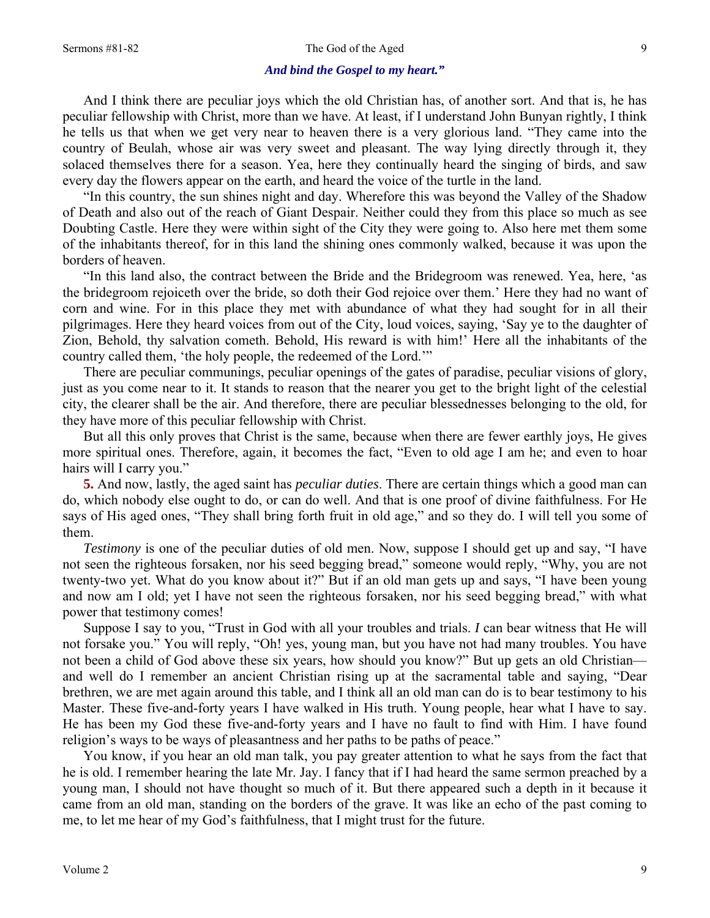***And bind the Gospel to my heart."***

And I think there are peculiar joys which the old Christian has, of another sort. And that is, he has peculiar fellowship with Christ, more than we have. At least, if I understand John Bunyan rightly, I think he tells us that when we get very near to heaven there is a very glorious land. "They came into the country of Beulah, whose air was very sweet and pleasant. The way lying directly through it, they solaced themselves there for a season. Yea, here they continually heard the singing of birds, and saw every day the flowers appear on the earth, and heard the voice of the turtle in the land.

"In this country, the sun shines night and day. Wherefore this was beyond the Valley of the Shadow of Death and also out of the reach of Giant Despair. Neither could they from this place so much as see Doubting Castle. Here they were within sight of the City they were going to. Also here met them some of the inhabitants thereof, for in this land the shining ones commonly walked, because it was upon the borders of heaven.

"In this land also, the contract between the Bride and the Bridegroom was renewed. Yea, here, 'as the bridegroom rejoiceth over the bride, so doth their God rejoice over them.' Here they had no want of corn and wine. For in this place they met with abundance of what they had sought for in all their pilgrimages. Here they heard voices from out of the City, loud voices, saying, 'Say ye to the daughter of Zion, Behold, thy salvation cometh. Behold, His reward is with him!' Here all the inhabitants of the country called them, 'the holy people, the redeemed of the Lord.'"

There are peculiar communings, peculiar openings of the gates of paradise, peculiar visions of glory, just as you come near to it. It stands to reason that the nearer you get to the bright light of the celestial city, the clearer shall be the air. And therefore, there are peculiar blessednesses belonging to the old, for they have more of this peculiar fellowship with Christ.

But all this only proves that Christ is the same, because when there are fewer earthly joys, He gives more spiritual ones. Therefore, again, it becomes the fact, "Even to old age I am he; and even to hoar hairs will I carry you."

**5.** And now, lastly, the aged saint has *peculiar duties*. There are certain things which a good man can do, which nobody else ought to do, or can do well. And that is one proof of divine faithfulness. For He says of His aged ones, "They shall bring forth fruit in old age," and so they do. I will tell you some of them.

*Testimony* is one of the peculiar duties of old men. Now, suppose I should get up and say, "I have not seen the righteous forsaken, nor his seed begging bread," someone would reply, "Why, you are not twenty-two yet. What do you know about it?" But if an old man gets up and says, "I have been young and now am I old; yet I have not seen the righteous forsaken, nor his seed begging bread," with what power that testimony comes!

Suppose I say to you, "Trust in God with all your troubles and trials. *I* can bear witness that He will not forsake you." You will reply, "Oh! yes, young man, but you have not had many troubles. You have not been a child of God above these six years, how should you know?" But up gets an old Christian—and well do I remember an ancient Christian rising up at the sacramental table and saying, "Dear brethren, we are met again around this table, and I think all an old man can do is to bear testimony to his Master. These five-and-forty years I have walked in His truth. Young people, hear what I have to say. He has been my God these five-and-forty years and I have no fault to find with Him. I have found religion's ways to be ways of pleasantness and her paths to be paths of peace."

You know, if you hear an old man talk, you pay greater attention to what he says from the fact that he is old. I remember hearing the late Mr. Jay. I fancy that if I had heard the same sermon preached by a young man, I should not have thought so much of it. But there appeared such a depth in it because it came from an old man, standing on the borders of the grave. It was like an echo of the past coming to me, to let me hear of my God's faithfulness, that I might trust for the future.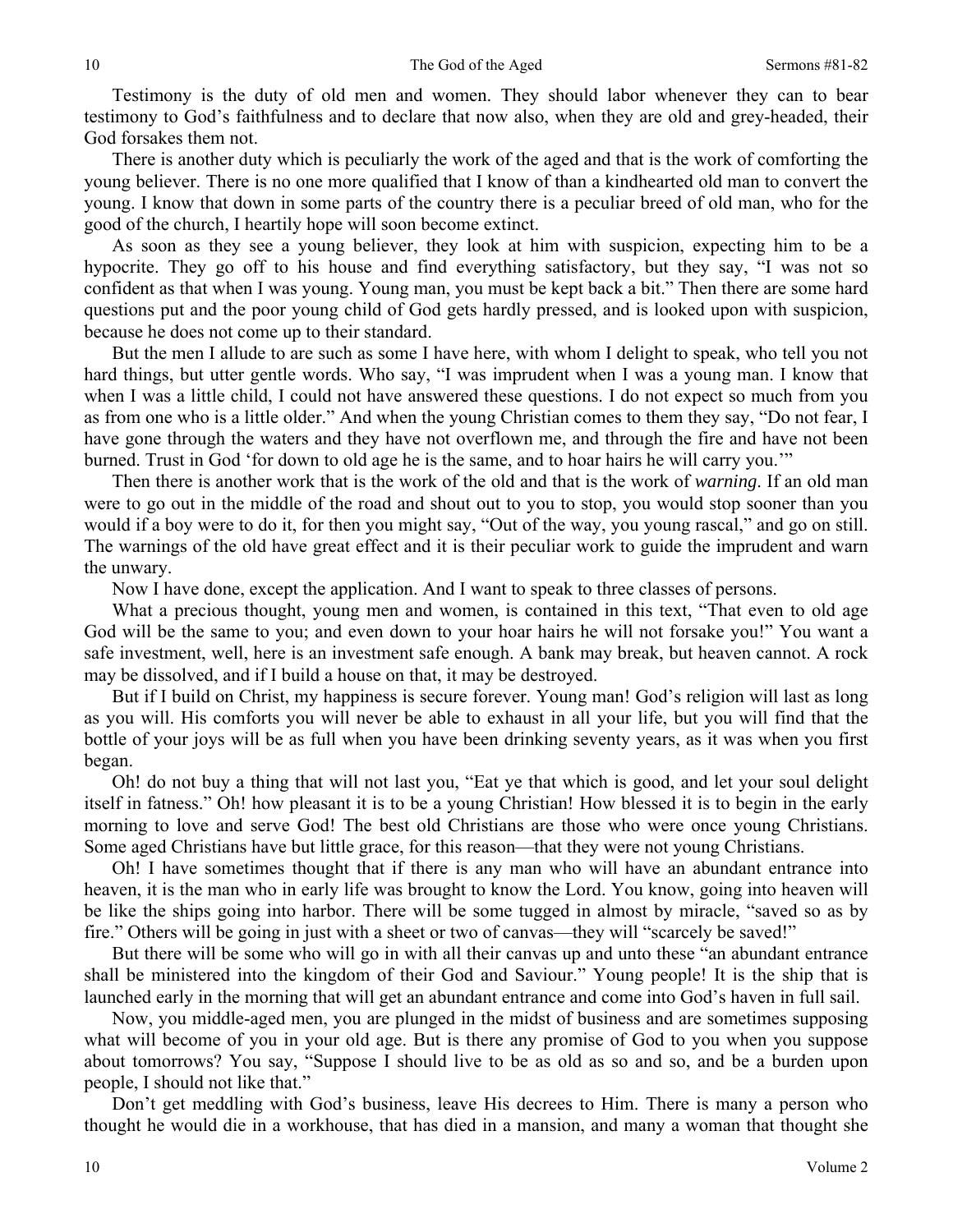Testimony is the duty of old men and women. They should labor whenever they can to bear testimony to God's faithfulness and to declare that now also, when they are old and grey-headed, their God forsakes them not.

There is another duty which is peculiarly the work of the aged and that is the work of comforting the young believer. There is no one more qualified that I know of than a kindhearted old man to convert the young. I know that down in some parts of the country there is a peculiar breed of old man, who for the good of the church, I heartily hope will soon become extinct.

As soon as they see a young believer, they look at him with suspicion, expecting him to be a hypocrite. They go off to his house and find everything satisfactory, but they say, "I was not so confident as that when I was young. Young man, you must be kept back a bit." Then there are some hard questions put and the poor young child of God gets hardly pressed, and is looked upon with suspicion, because he does not come up to their standard.

But the men I allude to are such as some I have here, with whom I delight to speak, who tell you not hard things, but utter gentle words. Who say, "I was imprudent when I was a young man. I know that when I was a little child, I could not have answered these questions. I do not expect so much from you as from one who is a little older." And when the young Christian comes to them they say, "Do not fear, I have gone through the waters and they have not overflown me, and through the fire and have not been burned. Trust in God 'for down to old age he is the same, and to hoar hairs he will carry you.'"

Then there is another work that is the work of the old and that is the work of *warning*. If an old man were to go out in the middle of the road and shout out to you to stop, you would stop sooner than you would if a boy were to do it, for then you might say, "Out of the way, you young rascal," and go on still. The warnings of the old have great effect and it is their peculiar work to guide the imprudent and warn the unwary.

Now I have done, except the application. And I want to speak to three classes of persons.

What a precious thought, young men and women, is contained in this text, "That even to old age God will be the same to you; and even down to your hoar hairs he will not forsake you!" You want a safe investment, well, here is an investment safe enough. A bank may break, but heaven cannot. A rock may be dissolved, and if I build a house on that, it may be destroyed.

But if I build on Christ, my happiness is secure forever. Young man! God's religion will last as long as you will. His comforts you will never be able to exhaust in all your life, but you will find that the bottle of your joys will be as full when you have been drinking seventy years, as it was when you first began.

Oh! do not buy a thing that will not last you, "Eat ye that which is good, and let your soul delight itself in fatness." Oh! how pleasant it is to be a young Christian! How blessed it is to begin in the early morning to love and serve God! The best old Christians are those who were once young Christians. Some aged Christians have but little grace, for this reason—that they were not young Christians.

Oh! I have sometimes thought that if there is any man who will have an abundant entrance into heaven, it is the man who in early life was brought to know the Lord. You know, going into heaven will be like the ships going into harbor. There will be some tugged in almost by miracle, "saved so as by fire." Others will be going in just with a sheet or two of canvas—they will "scarcely be saved!"

But there will be some who will go in with all their canvas up and unto these "an abundant entrance shall be ministered into the kingdom of their God and Saviour." Young people! It is the ship that is launched early in the morning that will get an abundant entrance and come into God's haven in full sail.

Now, you middle-aged men, you are plunged in the midst of business and are sometimes supposing what will become of you in your old age. But is there any promise of God to you when you suppose about tomorrows? You say, "Suppose I should live to be as old as so and so, and be a burden upon people, I should not like that."

Don't get meddling with God's business, leave His decrees to Him. There is many a person who thought he would die in a workhouse, that has died in a mansion, and many a woman that thought she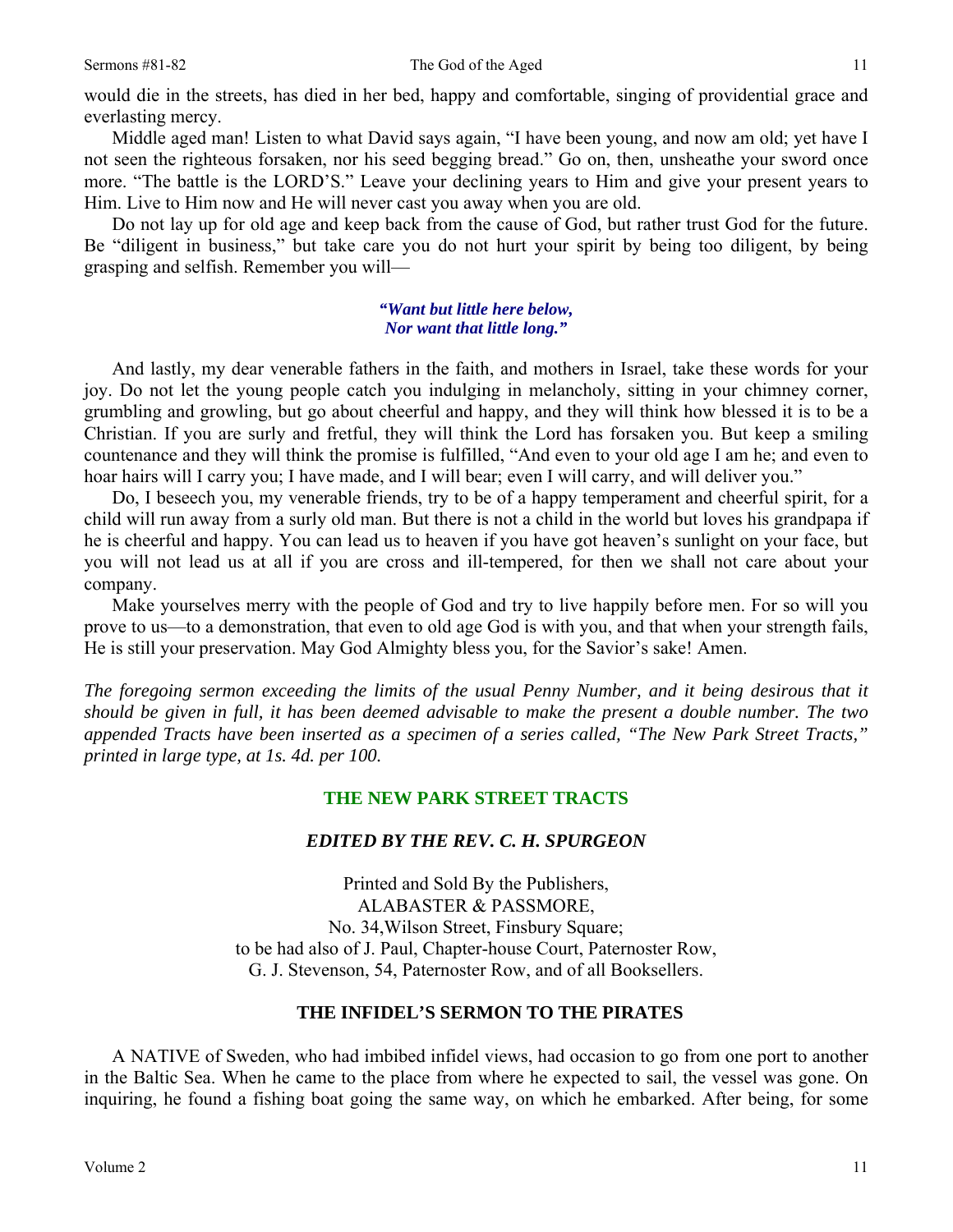would die in the streets, has died in her bed, happy and comfortable, singing of providential grace and everlasting mercy.

Middle aged man! Listen to what David says again, "I have been young, and now am old; yet have I not seen the righteous forsaken, nor his seed begging bread." Go on, then, unsheathe your sword once more. "The battle is the LORD'S." Leave your declining years to Him and give your present years to Him. Live to Him now and He will never cast you away when you are old.

Do not lay up for old age and keep back from the cause of God, but rather trust God for the future. Be "diligent in business," but take care you do not hurt your spirit by being too diligent, by being grasping and selfish. Remember you will—

> ***"Want but little here below,***
> ***Nor want that little long."***

And lastly, my dear venerable fathers in the faith, and mothers in Israel, take these words for your joy. Do not let the young people catch you indulging in melancholy, sitting in your chimney corner, grumbling and growling, but go about cheerful and happy, and they will think how blessed it is to be a Christian. If you are surly and fretful, they will think the Lord has forsaken you. But keep a smiling countenance and they will think the promise is fulfilled, "And even to your old age I am he; and even to hoar hairs will I carry you; I have made, and I will bear; even I will carry, and will deliver you."

Do, I beseech you, my venerable friends, try to be of a happy temperament and cheerful spirit, for a child will run away from a surly old man. But there is not a child in the world but loves his grandpapa if he is cheerful and happy. You can lead us to heaven if you have got heaven's sunlight on your face, but you will not lead us at all if you are cross and ill-tempered, for then we shall not care about your company.

Make yourselves merry with the people of God and try to live happily before men. For so will you prove to us—to a demonstration, that even to old age God is with you, and that when your strength fails, He is still your preservation. May God Almighty bless you, for the Savior's sake! Amen.

*The foregoing sermon exceeding the limits of the usual Penny Number, and it being desirous that it should be given in full, it has been deemed advisable to make the present a double number. The two appended Tracts have been inserted as a specimen of a series called, "The New Park Street Tracts," printed in large type, at 1s. 4d. per 100.*

## THE NEW PARK STREET TRACTS

### *EDITED BY THE REV. C. H. SPURGEON*

Printed and Sold By the Publishers,
ALABASTER & PASSMORE,
No. 34,Wilson Street, Finsbury Square;
to be had also of J. Paul, Chapter-house Court, Paternoster Row,
G. J. Stevenson, 54, Paternoster Row, and of all Booksellers.

### THE INFIDEL'S SERMON TO THE PIRATES

A NATIVE of Sweden, who had imbibed infidel views, had occasion to go from one port to another in the Baltic Sea. When he came to the place from where he expected to sail, the vessel was gone. On inquiring, he found a fishing boat going the same way, on which he embarked. After being, for some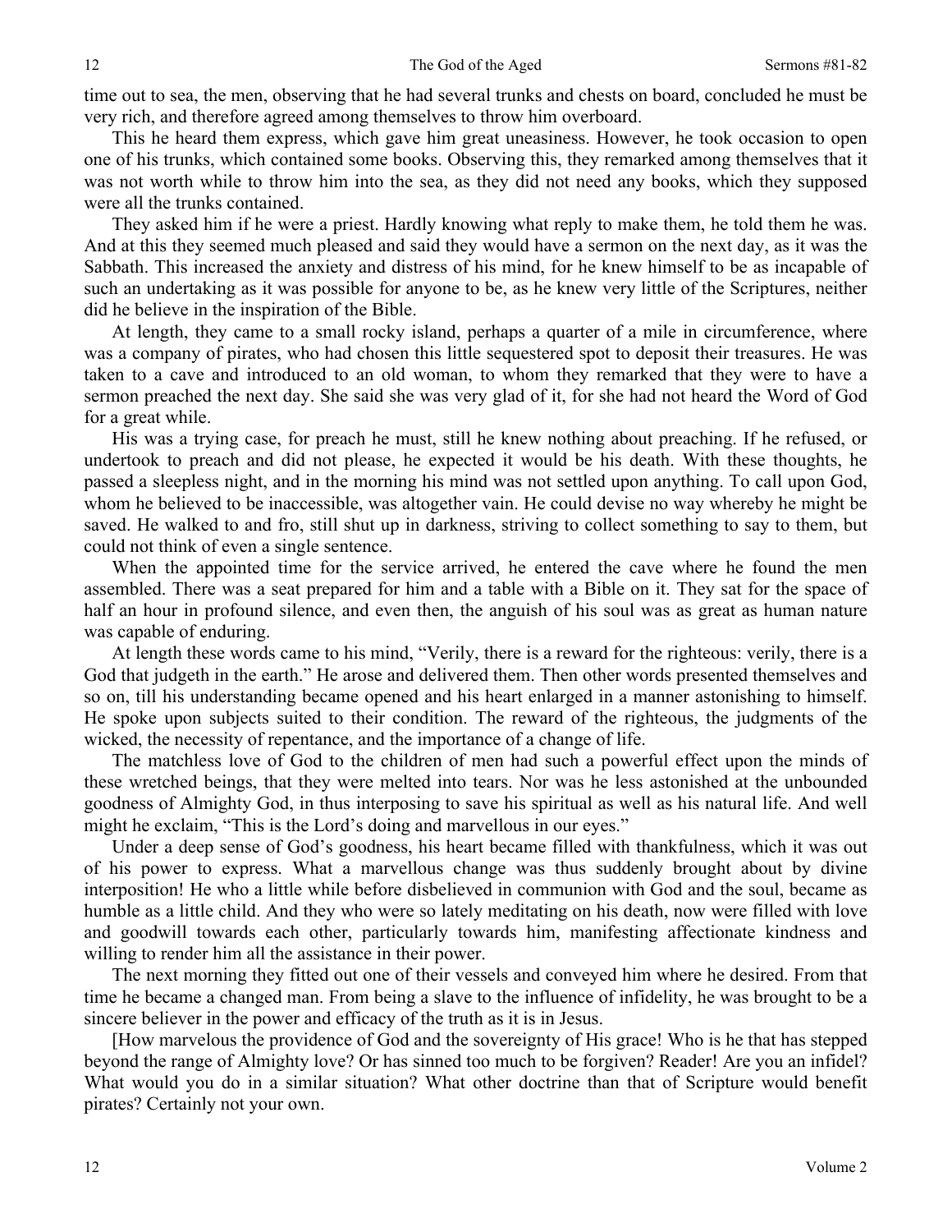time out to sea, the men, observing that he had several trunks and chests on board, concluded he must be very rich, and therefore agreed among themselves to throw him overboard.

This he heard them express, which gave him great uneasiness. However, he took occasion to open one of his trunks, which contained some books. Observing this, they remarked among themselves that it was not worth while to throw him into the sea, as they did not need any books, which they supposed were all the trunks contained.

They asked him if he were a priest. Hardly knowing what reply to make them, he told them he was. And at this they seemed much pleased and said they would have a sermon on the next day, as it was the Sabbath. This increased the anxiety and distress of his mind, for he knew himself to be as incapable of such an undertaking as it was possible for anyone to be, as he knew very little of the Scriptures, neither did he believe in the inspiration of the Bible.

At length, they came to a small rocky island, perhaps a quarter of a mile in circumference, where was a company of pirates, who had chosen this little sequestered spot to deposit their treasures. He was taken to a cave and introduced to an old woman, to whom they remarked that they were to have a sermon preached the next day. She said she was very glad of it, for she had not heard the Word of God for a great while.

His was a trying case, for preach he must, still he knew nothing about preaching. If he refused, or undertook to preach and did not please, he expected it would be his death. With these thoughts, he passed a sleepless night, and in the morning his mind was not settled upon anything. To call upon God, whom he believed to be inaccessible, was altogether vain. He could devise no way whereby he might be saved. He walked to and fro, still shut up in darkness, striving to collect something to say to them, but could not think of even a single sentence.

When the appointed time for the service arrived, he entered the cave where he found the men assembled. There was a seat prepared for him and a table with a Bible on it. They sat for the space of half an hour in profound silence, and even then, the anguish of his soul was as great as human nature was capable of enduring.

At length these words came to his mind, "Verily, there is a reward for the righteous: verily, there is a God that judgeth in the earth." He arose and delivered them. Then other words presented themselves and so on, till his understanding became opened and his heart enlarged in a manner astonishing to himself. He spoke upon subjects suited to their condition. The reward of the righteous, the judgments of the wicked, the necessity of repentance, and the importance of a change of life.

The matchless love of God to the children of men had such a powerful effect upon the minds of these wretched beings, that they were melted into tears. Nor was he less astonished at the unbounded goodness of Almighty God, in thus interposing to save his spiritual as well as his natural life. And well might he exclaim, "This is the Lord's doing and marvellous in our eyes."

Under a deep sense of God's goodness, his heart became filled with thankfulness, which it was out of his power to express. What a marvellous change was thus suddenly brought about by divine interposition! He who a little while before disbelieved in communion with God and the soul, became as humble as a little child. And they who were so lately meditating on his death, now were filled with love and goodwill towards each other, particularly towards him, manifesting affectionate kindness and willing to render him all the assistance in their power.

The next morning they fitted out one of their vessels and conveyed him where he desired. From that time he became a changed man. From being a slave to the influence of infidelity, he was brought to be a sincere believer in the power and efficacy of the truth as it is in Jesus.

[How marvelous the providence of God and the sovereignty of His grace! Who is he that has stepped beyond the range of Almighty love? Or has sinned too much to be forgiven? Reader! Are you an infidel? What would you do in a similar situation? What other doctrine than that of Scripture would benefit pirates? Certainly not your own.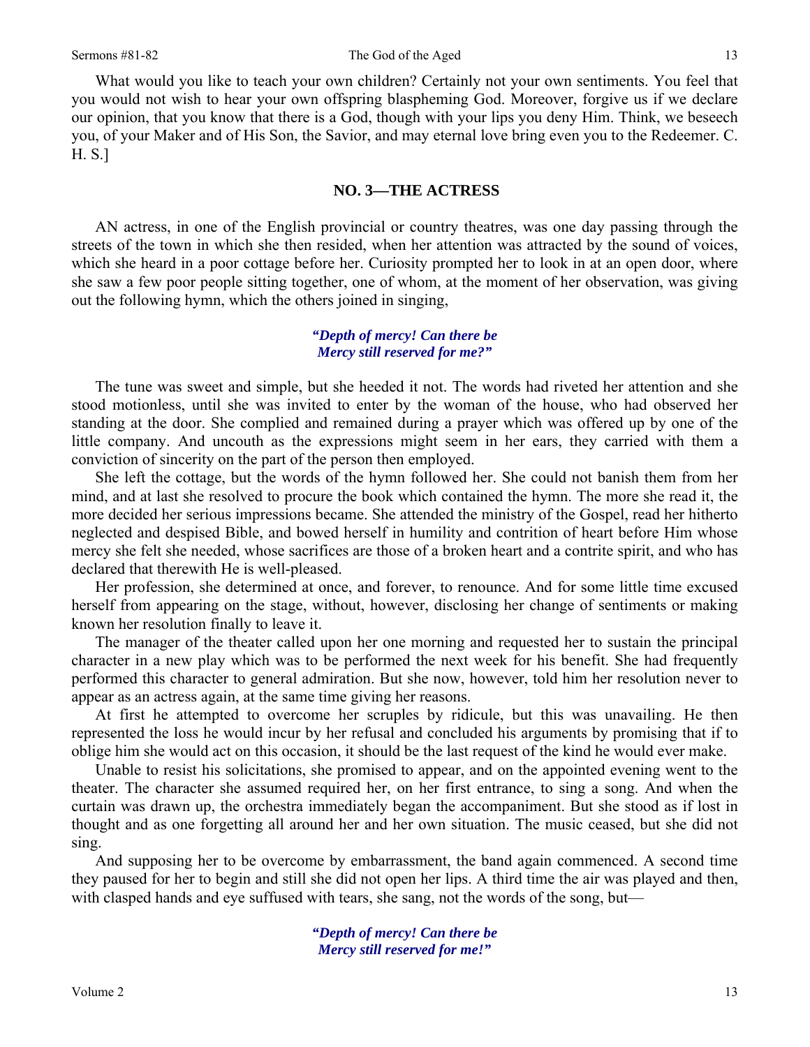What would you like to teach your own children? Certainly not your own sentiments. You feel that you would not wish to hear your own offspring blaspheming God. Moreover, forgive us if we declare our opinion, that you know that there is a God, though with your lips you deny Him. Think, we beseech you, of your Maker and of His Son, the Savior, and may eternal love bring even you to the Redeemer. C. H. S.]

## NO. 3—THE ACTRESS

AN actress, in one of the English provincial or country theatres, was one day passing through the streets of the town in which she then resided, when her attention was attracted by the sound of voices, which she heard in a poor cottage before her. Curiosity prompted her to look in at an open door, where she saw a few poor people sitting together, one of whom, at the moment of her observation, was giving out the following hymn, which the others joined in singing,

***"Depth of mercy! Can there be
Mercy still reserved for me?"***

The tune was sweet and simple, but she heeded it not. The words had riveted her attention and she stood motionless, until she was invited to enter by the woman of the house, who had observed her standing at the door. She complied and remained during a prayer which was offered up by one of the little company. And uncouth as the expressions might seem in her ears, they carried with them a conviction of sincerity on the part of the person then employed.

She left the cottage, but the words of the hymn followed her. She could not banish them from her mind, and at last she resolved to procure the book which contained the hymn. The more she read it, the more decided her serious impressions became. She attended the ministry of the Gospel, read her hitherto neglected and despised Bible, and bowed herself in humility and contrition of heart before Him whose mercy she felt she needed, whose sacrifices are those of a broken heart and a contrite spirit, and who has declared that therewith He is well-pleased.

Her profession, she determined at once, and forever, to renounce. And for some little time excused herself from appearing on the stage, without, however, disclosing her change of sentiments or making known her resolution finally to leave it.

The manager of the theater called upon her one morning and requested her to sustain the principal character in a new play which was to be performed the next week for his benefit. She had frequently performed this character to general admiration. But she now, however, told him her resolution never to appear as an actress again, at the same time giving her reasons.

At first he attempted to overcome her scruples by ridicule, but this was unavailing. He then represented the loss he would incur by her refusal and concluded his arguments by promising that if to oblige him she would act on this occasion, it should be the last request of the kind he would ever make.

Unable to resist his solicitations, she promised to appear, and on the appointed evening went to the theater. The character she assumed required her, on her first entrance, to sing a song. And when the curtain was drawn up, the orchestra immediately began the accompaniment. But she stood as if lost in thought and as one forgetting all around her and her own situation. The music ceased, but she did not sing.

And supposing her to be overcome by embarrassment, the band again commenced. A second time they paused for her to begin and still she did not open her lips. A third time the air was played and then, with clasped hands and eye suffused with tears, she sang, not the words of the song, but—

***"Depth of mercy! Can there be
Mercy still reserved for me!"***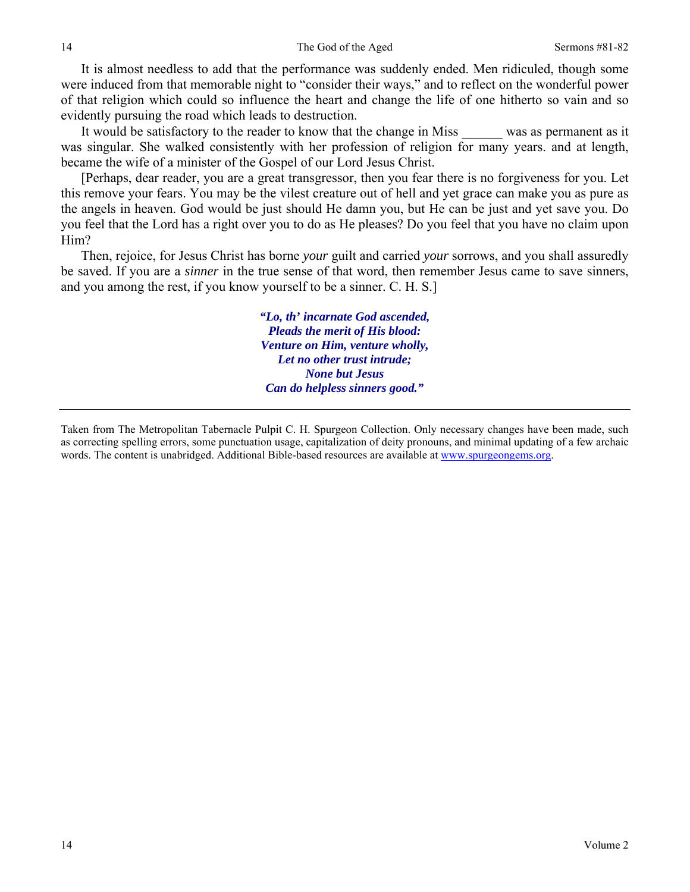It is almost needless to add that the performance was suddenly ended. Men ridiculed, though some were induced from that memorable night to "consider their ways," and to reflect on the wonderful power of that religion which could so influence the heart and change the life of one hitherto so vain and so evidently pursuing the road which leads to destruction.

It would be satisfactory to the reader to know that the change in Miss ______ was as permanent as it was singular. She walked consistently with her profession of religion for many years. and at length, became the wife of a minister of the Gospel of our Lord Jesus Christ.

[Perhaps, dear reader, you are a great transgressor, then you fear there is no forgiveness for you. Let this remove your fears. You may be the vilest creature out of hell and yet grace can make you as pure as the angels in heaven. God would be just should He damn you, but He can be just and yet save you. Do you feel that the Lord has a right over you to do as He pleases? Do you feel that you have no claim upon Him?

Then, rejoice, for Jesus Christ has borne *your* guilt and carried *your* sorrows, and you shall assuredly be saved. If you are a *sinner* in the true sense of that word, then remember Jesus came to save sinners, and you among the rest, if you know yourself to be a sinner. C. H. S.]

***"Lo, th' incarnate God ascended,***
***Pleads the merit of His blood:***
***Venture on Him, venture wholly,***
***Let no other trust intrude;***
***None but Jesus***
***Can do helpless sinners good."***

---

Taken from The Metropolitan Tabernacle Pulpit C. H. Spurgeon Collection. Only necessary changes have been made, such as correcting spelling errors, some punctuation usage, capitalization of deity pronouns, and minimal updating of a few archaic words. The content is unabridged. Additional Bible-based resources are available at www.spurgeongems.org.